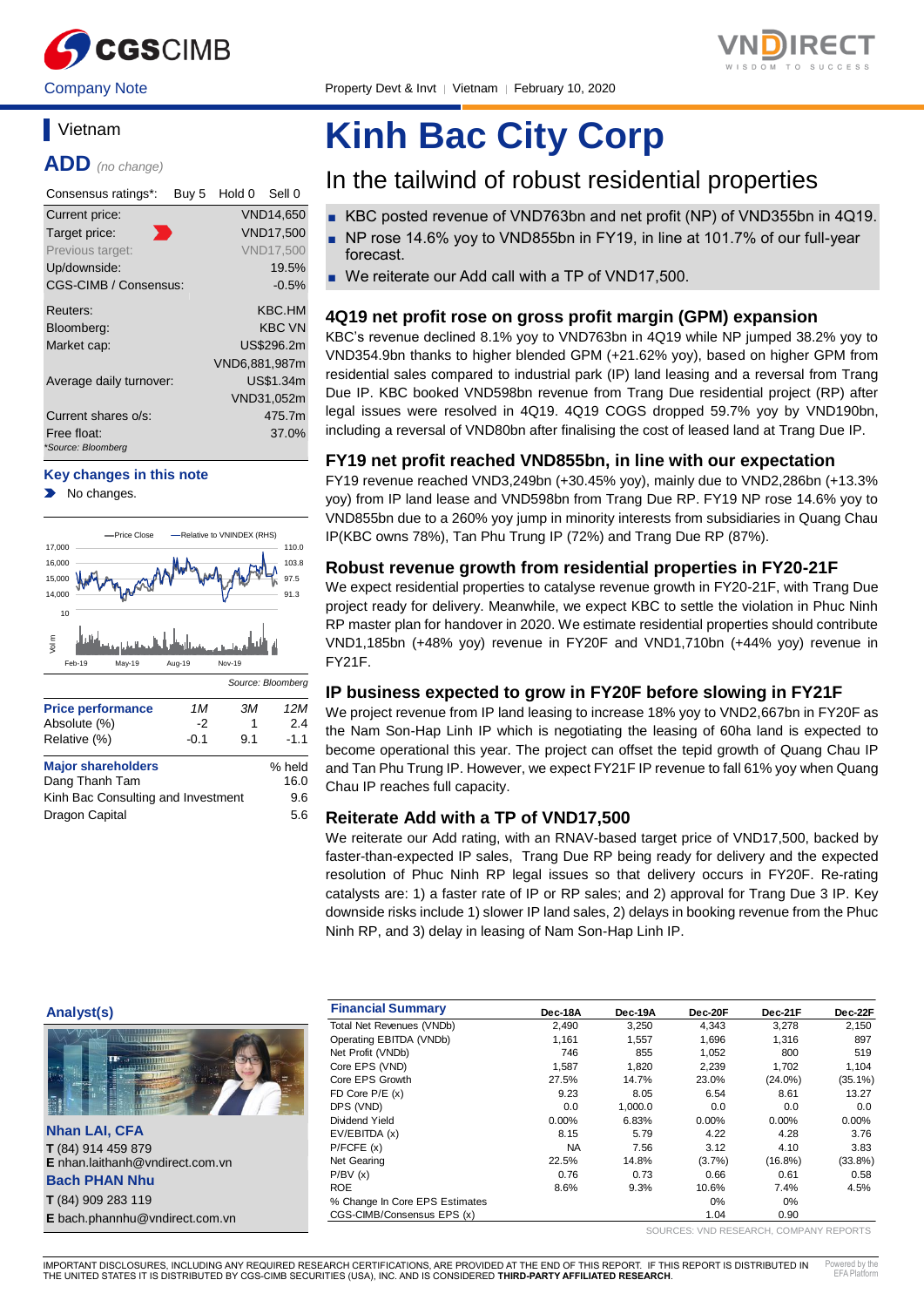Company Note

Property Devt & Invt | Vietnam | February 10, 2020

# Kinh Bac City Corp

## In the tailwind of robust residential properties

- KBC posted revenue of VND763bn and net profit (NP) of VND355bn in 4Q19.
- NP rose 14.6% yoy to VND855bn in FY19, in line at 101.7% of our full-year forecast.
- We reiterate our Add call with a TP of VND17,500.

### 4Q19 net profit rose on gross profit margin (GPM) expansion

KBC's revenue declined 8.1% yoy to VND763bn in 4Q19 while NP jumped 38.2% yoy to VND354.9bn thanks to higher blended GPM (+21.62% yoy), based on higher GPM from residential sales compared to industrial park (IP) land leasing and a reversal from Trang Due IP. KBC booked VND598bn revenue from Trang Due residential project (RP) after legal issues were resolved in 4Q19. 4Q19 COGS dropped 59.7% yoy by VND190bn, including a reversal of VND80bn after finalising the cost of leased land at Trang Due IP.

### FY19 net profit reached VND855bn, in line with our expectation

FY19 revenue reached VND3,249bn (+30.45% yoy), mainly due to VND2,286bn (+13.3% yoy) from IP land lease and VND598bn from Trang Due RP. FY19 NP rose 14.6% yoy to VND855bn due to a 260% yoy jump in minority interests from subsidiaries in Quang Chau IP(KBC owns 78%), Tan Phu Trung IP (72%) and Trang Due RP (87%).

### Robust revenue growth from residential properties in FY20-21F

We expect residential properties to catalyse revenue growth in FY20-21F, with Trang Due project ready for delivery. Meanwhile, we expect KBC to settle the violation in Phuc Ninh RP master plan for handover in 2020. We estimate residential properties should contribute VND1,185bn (+48% yoy) revenue in FY20F and VND1,710bn (+44% yoy) revenue in FY21F.

### IP business expected to grow in FY20F before slowing in FY21F

We project revenue from IP land leasing to increase 18% yoy to VND2,667bn in FY20F as the Nam Son-Hap Linh IP which is negotiating the leasing of 60ha land is expected to become operational this year. The project can offset the tepid growth of Quang Chau IP and Tan Phu Trung IP. However, we expect FY21F IP revenue to fall 61% yoy when Quang Chau IP reaches full capacity.

### Reiterate Add with a TP of VND17,500

We reiterate our Add rating, with an RNAV-based target price of VND17,500, backed by faster-than-expected IP sales, Trang Due RP being ready for delivery and the expected resolution of Phuc Ninh RP legal issues so that delivery occurs in FY20F. Re-rating catalysts are: 1) a faster rate of IP or RP sales; and 2) approval for Trang Due 3 IP. Key downside risks include 1) slower IP land sales, 2) delays in booking revenue from the Phuc Ninh RP, and 3) delay in leasing of Nam Son-Hap Linh IP.

## Vietnam

**ADD** *(no change)*

| Consensus ratings*: | Buy 5 | Hold 0 | Sell 0 |
|---|---|---|---|
| Current price: | | | VND14,650 |
| Target price: | | | VND17,500 |
| Previous target: | | | VND17,500 |
| Up/downside: | | | 19.5% |
| CGS-CIMB / Consensus: | | | -0.5% |
| Reuters: | | | KBC.HM |
| Bloomberg: | | | KBC VN |
| Market cap: | | | US$296.2m |
| | | | VND6,881,987m |
| Average daily turnover: | | | US$1.34m |
| | | | VND31,052m |
| Current shares o/s: | | | 475.7m |
| Free float: | | | 37.0% |

*Source: Bloomberg

**Key changes in this note**

- No changes.

Source: Bloomberg

| Price performance | 1M | 3M | 12M |
|---|---|---|---|
| Absolute (%) | -2 | 1 | 2.4 |
| Relative (%) | -0.1 | 9.1 | -1.1 |

| Major shareholders | % held |
|---|---|
| Dang Thanh Tam | 16.0 |
| Kinh Bac Consulting and Investment | 9.6 |
| Dragon Capital | 5.6 |

**Analyst(s)**

**Nhan LAI, CFA**
**T** (84) 914 459 879
**E** nhan.laithanh@vndirect.com.vn

**Bach PHAN Nhu**
**T** (84) 909 283 119
**E** bach.phannhu@vndirect.com.vn

| Financial Summary | Dec-18A | Dec-19A | Dec-20F | Dec-21F | Dec-22F |
|---|---|---|---|---|---|
| Total Net Revenues (VNDb) | 2,490 | 3,250 | 4,343 | 3,278 | 2,150 |
| Operating EBITDA (VNDb) | 1,161 | 1,557 | 1,696 | 1,316 | 897 |
| Net Profit (VNDb) | 746 | 855 | 1,052 | 800 | 519 |
| Core EPS (VND) | 1,587 | 1,820 | 2,239 | 1,702 | 1,104 |
| Core EPS Growth | 27.5% | 14.7% | 23.0% | (24.0%) | (35.1%) |
| FD Core P/E (x) | 9.23 | 8.05 | 6.54 | 8.61 | 13.27 |
| DPS (VND) | 0.0 | 1,000.0 | 0.0 | 0.0 | 0.0 |
| Dividend Yield | 0.00% | 6.83% | 0.00% | 0.00% | 0.00% |
| EV/EBITDA (x) | 8.15 | 5.79 | 4.22 | 4.28 | 3.76 |
| P/FCFE (x) | NA | 7.56 | 3.12 | 4.10 | 3.83 |
| Net Gearing | 22.5% | 14.8% | (3.7%) | (16.8%) | (33.8%) |
| P/BV (x) | 0.76 | 0.73 | 0.66 | 0.61 | 0.58 |
| ROE | 8.6% | 9.3% | 10.6% | 7.4% | 4.5% |
| % Change In Core EPS Estimates | | | 0% | 0% | |
| CGS-CIMB/Consensus EPS (x) | | | 1.04 | 0.90 | |

SOURCES: VND RESEARCH, COMPANY REPORTS

IMPORTANT DISCLOSURES, INCLUDING ANY REQUIRED RESEARCH CERTIFICATIONS, ARE PROVIDED AT THE END OF THIS REPORT. IF THIS REPORT IS DISTRIBUTED IN THE UNITED STATES IT IS DISTRIBUTED BY CGS-CIMB SECURITIES (USA), INC. AND IS CONSIDERED **THIRD-PARTY AFFILIATED RESEARCH.**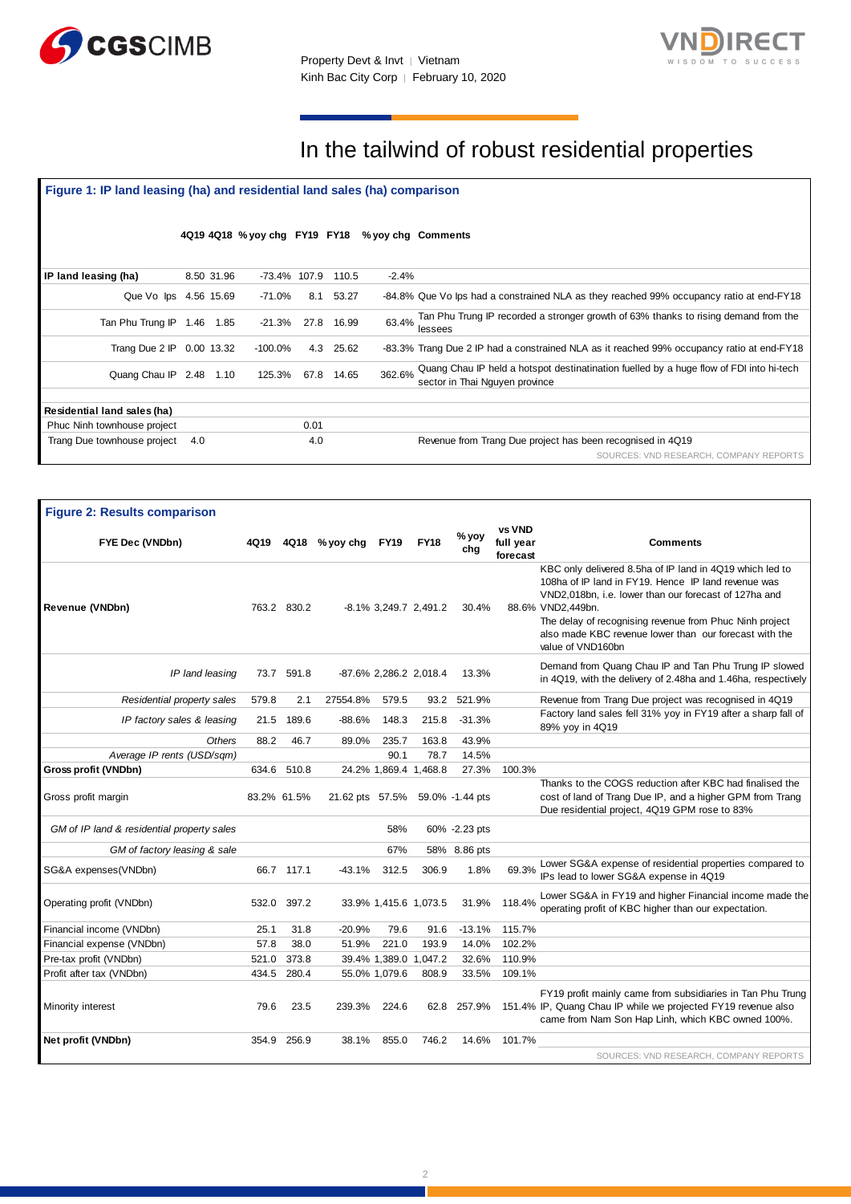# In the tailwind of robust residential properties

**Figure 1: IP land leasing (ha) and residential land sales (ha) comparison**

| | 4Q19 | 4Q18 | % yoy chg | FY19 | FY18 | % yoy chg | Comments |
|---|---|---|---|---|---|---|---|
| **IP land leasing (ha)** | 8.50 | 31.96 | -73.4% | 107.9 | 110.5 | -2.4% | |
| Que Vo Ips | 4.56 | 15.69 | -71.0% | 8.1 | 53.27 | -84.8% | Que Vo Ips had a constrained NLA as they reached 99% occupancy ratio at end-FY18 |
| Tan Phu Trung IP | 1.46 | 1.85 | -21.3% | 27.8 | 16.99 | 63.4% | Tan Phu Trung IP recorded a stronger growth of 63% thanks to rising demand from the lessees |
| Trang Due 2 IP | 0.00 | 13.32 | -100.0% | 4.3 | 25.62 | -83.3% | Trang Due 2 IP had a constrained NLA as it reached 99% occupancy ratio at end-FY18 |
| Quang Chau IP | 2.48 | 1.10 | 125.3% | 67.8 | 14.65 | 362.6% | Quang Chau IP held a hotspot destination fuelled by a huge flow of FDI into hi-tech sector in Thai Nguyen province |
| | | | | | | | |
| **Residential land sales (ha)** | | | | | | | |
| Phuc Ninh townhouse project | | | | 0.01 | | | |
| Trang Due townhouse project | 4.0 | | | 4.0 | | | Revenue from Trang Due project has been recognised in 4Q19 |

SOURCES: VND RESEARCH, COMPANY REPORTS

**Figure 2: Results comparison**

| FYE Dec (VNDbn) | 4Q19 | 4Q18 | % yoy chg | FY19 | FY18 | % yoy chg | vs VND full year forecast | Comments |
|---|---|---|---|---|---|---|---|---|
| **Revenue (VNDbn)** | 763.2 | 830.2 | -8.1% | 3,249.7 | 2,491.2 | 30.4% | 88.6% | KBC only delivered 8.5ha of IP land in 4Q19 which led to 108ha of IP land in FY19. Hence IP land revenue was VND2,018bn, i.e. lower than our forecast of 127ha and VND2,449bn. The delay of recognising revenue from Phuc Ninh project also made KBC revenue lower than our forecast with the value of VND160bn |
| *IP land leasing* | 73.7 | 591.8 | -87.6% | 2,286.2 | 2,018.4 | 13.3% | | Demand from Quang Chau IP and Tan Phu Trung IP slowed in 4Q19, with the delivery of 2.48ha and 1.46ha, respectively |
| *Residential property sales* | 579.8 | 2.1 | 27554.8% | 579.5 | 93.2 | 521.9% | | Revenue from Trang Due project was recognised in 4Q19 |
| *IP factory sales & leasing* | 21.5 | 189.6 | -88.6% | 148.3 | 215.8 | -31.3% | | Factory land sales fell 31% yoy in FY19 after a sharp fall of 89% yoy in 4Q19 |
| *Others* | 88.2 | 46.7 | 89.0% | 235.7 | 163.8 | 43.9% | | |
| *Average IP rents (USD/sqm)* | | | | 90.1 | 78.7 | 14.5% | | |
| **Gross profit (VNDbn)** | 634.6 | 510.8 | 24.2% | 1,869.4 | 1,468.8 | 27.3% | 100.3% | |
| Gross profit margin | 83.2% | 61.5% | 21.62 pts | 57.5% | 59.0% | -1.44 pts | | Thanks to the COGS reduction after KBC had finalised the cost of land of Trang Due IP, and a higher GPM from Trang Due residential project, 4Q19 GPM rose to 83% |
| *GM of IP land & residential property sales* | | | | 58% | 60% | -2.23 pts | | |
| *GM of factory leasing & sale* | | | | 67% | 58% | 8.86 pts | | |
| SG&A expenses(VNDbn) | 66.7 | 117.1 | -43.1% | 312.5 | 306.9 | 1.8% | 69.3% | Lower SG&A expense of residential properties compared to IPs lead to lower SG&A expense in 4Q19 |
| Operating profit (VNDbn) | 532.0 | 397.2 | 33.9% | 1,415.6 | 1,073.5 | 31.9% | 118.4% | Lower SG&A in FY19 and higher Financial income made the operating profit of KBC higher than our expectation. |
| Financial income (VNDbn) | 25.1 | 31.8 | -20.9% | 79.6 | 91.6 | -13.1% | 115.7% | |
| Financial expense (VNDbn) | 57.8 | 38.0 | 51.9% | 221.0 | 193.9 | 14.0% | 102.2% | |
| Pre-tax profit (VNDbn) | 521.0 | 373.8 | 39.4% | 1,389.0 | 1,047.2 | 32.6% | 110.9% | |
| Profit after tax (VNDbn) | 434.5 | 280.4 | 55.0% | 1,079.6 | 808.9 | 33.5% | 109.1% | |
| Minority interest | 79.6 | 23.5 | 239.3% | 224.6 | 62.8 | 257.9% | 151.4% | FY19 profit mainly came from subsidiaries in Tan Phu Trung IP, Quang Chau IP while we projected FY19 revenue also came from Nam Son Hap Linh, which KBC owned 100%. |
| **Net profit (VNDbn)** | 354.9 | 256.9 | 38.1% | 855.0 | 746.2 | 14.6% | 101.7% | |

SOURCES: VND RESEARCH, COMPANY REPORTS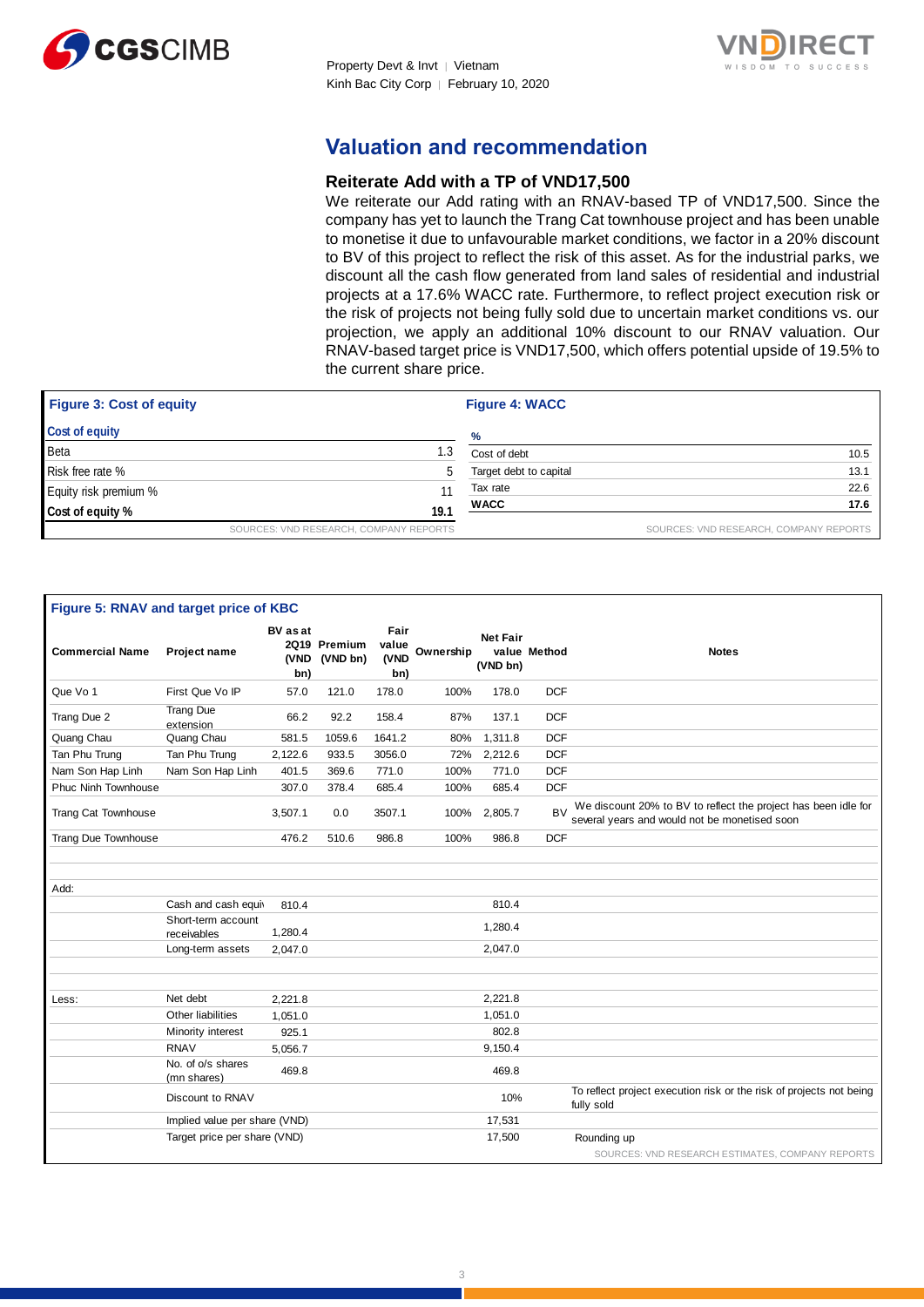## Valuation and recommendation

### Reiterate Add with a TP of VND17,500

We reiterate our Add rating with an RNAV-based TP of VND17,500. Since the company has yet to launch the Trang Cat townhouse project and has been unable to monetise it due to unfavourable market conditions, we factor in a 20% discount to BV of this project to reflect the risk of this asset. As for the industrial parks, we discount all the cash flow generated from land sales of residential and industrial projects at a 17.6% WACC rate. Furthermore, to reflect project execution risk or the risk of projects not being fully sold due to uncertain market conditions vs. our projection, we apply an additional 10% discount to our RNAV valuation. Our RNAV-based target price is VND17,500, which offers potential upside of 19.5% to the current share price.

**Figure 3: Cost of equity**

| Cost of equity | |
|---|---|
| Beta | 1.3 |
| Risk free rate % | 5 |
| Equity risk premium % | 11 |
| **Cost of equity %** | **19.1** |

SOURCES: VND RESEARCH, COMPANY REPORTS

**Figure 4: WACC**

| % | |
|---|---|
| Cost of debt | 10.5 |
| Target debt to capital | 13.1 |
| Tax rate | 22.6 |
| **WACC** | **17.6** |

SOURCES: VND RESEARCH, COMPANY REPORTS

**Figure 5: RNAV and target price of KBC**

| Commercial Name | Project name | BV as at 2Q19 (VND bn) | Premium (VND bn) | Fair value (VND bn) | Ownership | Net Fair value (VND bn) | Method | Notes |
|---|---|---|---|---|---|---|---|---|
| Que Vo 1 | First Que Vo IP | 57.0 | 121.0 | 178.0 | 100% | 178.0 | DCF | |
| Trang Due 2 | Trang Due extension | 66.2 | 92.2 | 158.4 | 87% | 137.1 | DCF | |
| Quang Chau | Quang Chau | 581.5 | 1059.6 | 1641.2 | 80% | 1,311.8 | DCF | |
| Tan Phu Trung | Tan Phu Trung | 2,122.6 | 933.5 | 3056.0 | 72% | 2,212.6 | DCF | |
| Nam Son Hap Linh | Nam Son Hap Linh | 401.5 | 369.6 | 771.0 | 100% | 771.0 | DCF | |
| Phuc Ninh Townhouse | | 307.0 | 378.4 | 685.4 | 100% | 685.4 | DCF | |
| Trang Cat Townhouse | | 3,507.1 | 0.0 | 3507.1 | 100% | 2,805.7 | BV | We discount 20% to BV to reflect the project has been idle for several years and would not be monetised soon |
| Trang Due Townhouse | | 476.2 | 510.6 | 986.8 | 100% | 986.8 | DCF | |
| | | | | | | | | |
| Add: | | | | | | | | |
| | Cash and cash equiv | 810.4 | | | | 810.4 | | |
| | Short-term account receivables | 1,280.4 | | | | 1,280.4 | | |
| | Long-term assets | 2,047.0 | | | | 2,047.0 | | |
| | | | | | | | | |
| Less: | Net debt | 2,221.8 | | | | 2,221.8 | | |
| | Other liabilities | 1,051.0 | | | | 1,051.0 | | |
| | Minority interest | 925.1 | | | | 802.8 | | |
| | RNAV | 5,056.7 | | | | 9,150.4 | | |
| | No. of o/s shares (mn shares) | 469.8 | | | | 469.8 | | |
| | Discount to RNAV | | | | | 10% | | To reflect project execution risk or the risk of projects not being fully sold |
| | Implied value per share (VND) | | | | | 17,531 | | |
| | Target price per share (VND) | | | | | 17,500 | | Rounding up |

SOURCES: VND RESEARCH ESTIMATES, COMPANY REPORTS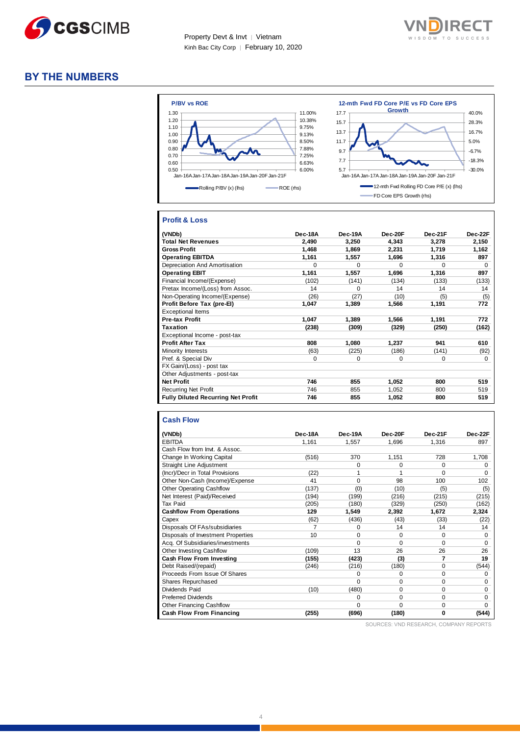## BY THE NUMBERS

**P/BV vs ROE**

1.30, 1.20, 1.10, 1.00, 0.90, 0.80, 0.70, 0.60, 0.50

11.00%, 10.38%, 9.75%, 9.13%, 8.50%, 7.88%, 7.25%, 6.63%, 6.00%

Jan-16A Jan-17A Jan-18A Jan-19A Jan-20F Jan-21F

Rolling P/BV (x) (lhs) ROE (rhs)

**12-mth Fwd FD Core P/E vs FD Core EPS Growth**

17.7, 15.7, 13.7, 11.7, 9.7, 7.7, 5.7

40.0%, 28.3%, 16.7%, 5.0%, -6.7%, -18.3%, -30.0%

Jan-16A Jan-17A Jan-18A Jan-19A Jan-20F Jan-21F

12-mth Fwd Rolling FD Core P/E (x) (lhs)
FD Core EPS Growth (rhs)

### Profit & Loss

| (VNDb) | Dec-18A | Dec-19A | Dec-20F | Dec-21F | Dec-22F |
|---|---|---|---|---|---|
| **Total Net Revenues** | **2,490** | **3,250** | **4,343** | **3,278** | **2,150** |
| **Gross Profit** | **1,468** | **1,869** | **2,231** | **1,719** | **1,162** |
| **Operating EBITDA** | **1,161** | **1,557** | **1,696** | **1,316** | **897** |
| Depreciation And Amortisation | 0 | 0 | 0 | 0 | 0 |
| **Operating EBIT** | **1,161** | **1,557** | **1,696** | **1,316** | **897** |
| Financial Income/(Expense) | (102) | (141) | (134) | (133) | (133) |
| Pretax Income/(Loss) from Assoc. | 14 | 0 | 14 | 14 | 14 |
| Non-Operating Income/(Expense) | (26) | (27) | (10) | (5) | (5) |
| **Profit Before Tax (pre-EI)** | **1,047** | **1,389** | **1,566** | **1,191** | **772** |
| Exceptional Items | | | | | |
| **Pre-tax Profit** | **1,047** | **1,389** | **1,566** | **1,191** | **772** |
| **Taxation** | **(238)** | **(309)** | **(329)** | **(250)** | **(162)** |
| Exceptional Income - post-tax | | | | | |
| **Profit After Tax** | **808** | **1,080** | **1,237** | **941** | **610** |
| Minority Interests | (63) | (225) | (186) | (141) | (92) |
| Pref. & Special Div | 0 | 0 | 0 | 0 | 0 |
| FX Gain/(Loss) - post tax | | | | | |
| Other Adjustments - post-tax | | | | | |
| **Net Profit** | **746** | **855** | **1,052** | **800** | **519** |
| Recurring Net Profit | 746 | 855 | 1,052 | 800 | 519 |
| **Fully Diluted Recurring Net Profit** | **746** | **855** | **1,052** | **800** | **519** |

### Cash Flow

| (VNDb) | Dec-18A | Dec-19A | Dec-20F | Dec-21F | Dec-22F |
|---|---|---|---|---|---|
| EBITDA | 1,161 | 1,557 | 1,696 | 1,316 | 897 |
| Cash Flow from Invt. & Assoc. | | | | | |
| Change In Working Capital | (516) | 370 | 1,151 | 728 | 1,708 |
| Straight Line Adjustment | | 0 | 0 | 0 | 0 |
| (Incr)/Decr in Total Provisions | (22) | 1 | 1 | 0 | 0 |
| Other Non-Cash (Income)/Expense | 41 | 0 | 98 | 100 | 102 |
| Other Operating Cashflow | (137) | (0) | (10) | (5) | (5) |
| Net Interest (Paid)/Received | (194) | (199) | (216) | (215) | (215) |
| Tax Paid | (205) | (180) | (329) | (250) | (162) |
| **Cashflow From Operations** | **129** | **1,549** | **2,392** | **1,672** | **2,324** |
| Capex | (62) | (436) | (43) | (33) | (22) |
| Disposals Of FAs/subsidiaries | 7 | 0 | 14 | 14 | 14 |
| Disposals of Investment Properties | 10 | 0 | 0 | 0 | 0 |
| Acq. Of Subsidiaries/investments | | 0 | 0 | 0 | 0 |
| Other Investing Cashflow | (109) | 13 | 26 | 26 | 26 |
| **Cash Flow From Investing** | **(155)** | **(423)** | **(3)** | **7** | **19** |
| Debt Raised/(repaid) | (246) | (216) | (180) | 0 | (544) |
| Proceeds From Issue Of Shares | | 0 | 0 | 0 | 0 |
| Shares Repurchased | | 0 | 0 | 0 | 0 |
| Dividends Paid | (10) | (480) | 0 | 0 | 0 |
| Preferred Dividends | | 0 | 0 | 0 | 0 |
| Other Financing Cashflow | | 0 | 0 | 0 | 0 |
| **Cash Flow From Financing** | **(255)** | **(696)** | **(180)** | **0** | **(544)** |

SOURCES: VND RESEARCH, COMPANY REPORTS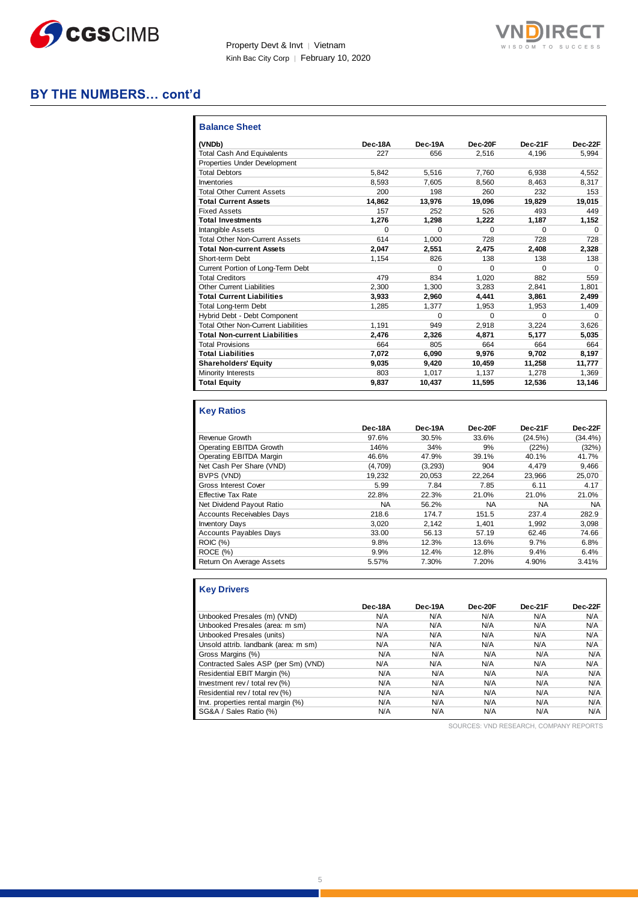## BY THE NUMBERS… cont'd

### Balance Sheet

| (VNDb) | Dec-18A | Dec-19A | Dec-20F | Dec-21F | Dec-22F |
|---|---|---|---|---|---|
| Total Cash And Equivalents | 227 | 656 | 2,516 | 4,196 | 5,994 |
| Properties Under Development | | | | | |
| Total Debtors | 5,842 | 5,516 | 7,760 | 6,938 | 4,552 |
| Inventories | 8,593 | 7,605 | 8,560 | 8,463 | 8,317 |
| Total Other Current Assets | 200 | 198 | 260 | 232 | 153 |
| **Total Current Assets** | **14,862** | **13,976** | **19,096** | **19,829** | **19,015** |
| Fixed Assets | 157 | 252 | 526 | 493 | 449 |
| **Total Investments** | **1,276** | **1,298** | **1,222** | **1,187** | **1,152** |
| Intangible Assets | 0 | 0 | 0 | 0 | 0 |
| Total Other Non-Current Assets | 614 | 1,000 | 728 | 728 | 728 |
| **Total Non-current Assets** | **2,047** | **2,551** | **2,475** | **2,408** | **2,328** |
| Short-term Debt | 1,154 | 826 | 138 | 138 | 138 |
| Current Portion of Long-Term Debt | | 0 | 0 | 0 | 0 |
| Total Creditors | 479 | 834 | 1,020 | 882 | 559 |
| Other Current Liabilities | 2,300 | 1,300 | 3,283 | 2,841 | 1,801 |
| **Total Current Liabilities** | **3,933** | **2,960** | **4,441** | **3,861** | **2,499** |
| Total Long-term Debt | 1,285 | 1,377 | 1,953 | 1,953 | 1,409 |
| Hybrid Debt - Debt Component | | 0 | 0 | 0 | 0 |
| Total Other Non-Current Liabilities | 1,191 | 949 | 2,918 | 3,224 | 3,626 |
| **Total Non-current Liabilities** | **2,476** | **2,326** | **4,871** | **5,177** | **5,035** |
| Total Provisions | 664 | 805 | 664 | 664 | 664 |
| **Total Liabilities** | **7,072** | **6,090** | **9,976** | **9,702** | **8,197** |
| **Shareholders' Equity** | **9,035** | **9,420** | **10,459** | **11,258** | **11,777** |
| Minority Interests | 803 | 1,017 | 1,137 | 1,278 | 1,369 |
| **Total Equity** | **9,837** | **10,437** | **11,595** | **12,536** | **13,146** |

### Key Ratios

| | Dec-18A | Dec-19A | Dec-20F | Dec-21F | Dec-22F |
|---|---|---|---|---|---|
| Revenue Growth | 97.6% | 30.5% | 33.6% | (24.5%) | (34.4%) |
| Operating EBITDA Growth | 146% | 34% | 9% | (22%) | (32%) |
| Operating EBITDA Margin | 46.6% | 47.9% | 39.1% | 40.1% | 41.7% |
| Net Cash Per Share (VND) | (4,709) | (3,293) | 904 | 4,479 | 9,466 |
| BVPS (VND) | 19,232 | 20,053 | 22,264 | 23,966 | 25,070 |
| Gross Interest Cover | 5.99 | 7.84 | 7.85 | 6.11 | 4.17 |
| Effective Tax Rate | 22.8% | 22.3% | 21.0% | 21.0% | 21.0% |
| Net Dividend Payout Ratio | NA | 56.2% | NA | NA | NA |
| Accounts Receivables Days | 218.6 | 174.7 | 151.5 | 237.4 | 282.9 |
| Inventory Days | 3,020 | 2,142 | 1,401 | 1,992 | 3,098 |
| Accounts Payables Days | 33.00 | 56.13 | 57.19 | 62.46 | 74.66 |
| ROIC (%) | 9.8% | 12.3% | 13.6% | 9.7% | 6.8% |
| ROCE (%) | 9.9% | 12.4% | 12.8% | 9.4% | 6.4% |
| Return On Average Assets | 5.57% | 7.30% | 7.20% | 4.90% | 3.41% |

### Key Drivers

| | Dec-18A | Dec-19A | Dec-20F | Dec-21F | Dec-22F |
|---|---|---|---|---|---|
| Unbooked Presales (m) (VND) | N/A | N/A | N/A | N/A | N/A |
| Unbooked Presales (area: m sm) | N/A | N/A | N/A | N/A | N/A |
| Unbooked Presales (units) | N/A | N/A | N/A | N/A | N/A |
| Unsold attrib. landbank (area: m sm) | N/A | N/A | N/A | N/A | N/A |
| Gross Margins (%) | N/A | N/A | N/A | N/A | N/A |
| Contracted Sales ASP (per Sm) (VND) | N/A | N/A | N/A | N/A | N/A |
| Residential EBIT Margin (%) | N/A | N/A | N/A | N/A | N/A |
| Investment rev / total rev (%) | N/A | N/A | N/A | N/A | N/A |
| Residential rev / total rev (%) | N/A | N/A | N/A | N/A | N/A |
| Invt. properties rental margin (%) | N/A | N/A | N/A | N/A | N/A |
| SG&A / Sales Ratio (%) | N/A | N/A | N/A | N/A | N/A |

SOURCES: VND RESEARCH, COMPANY REPORTS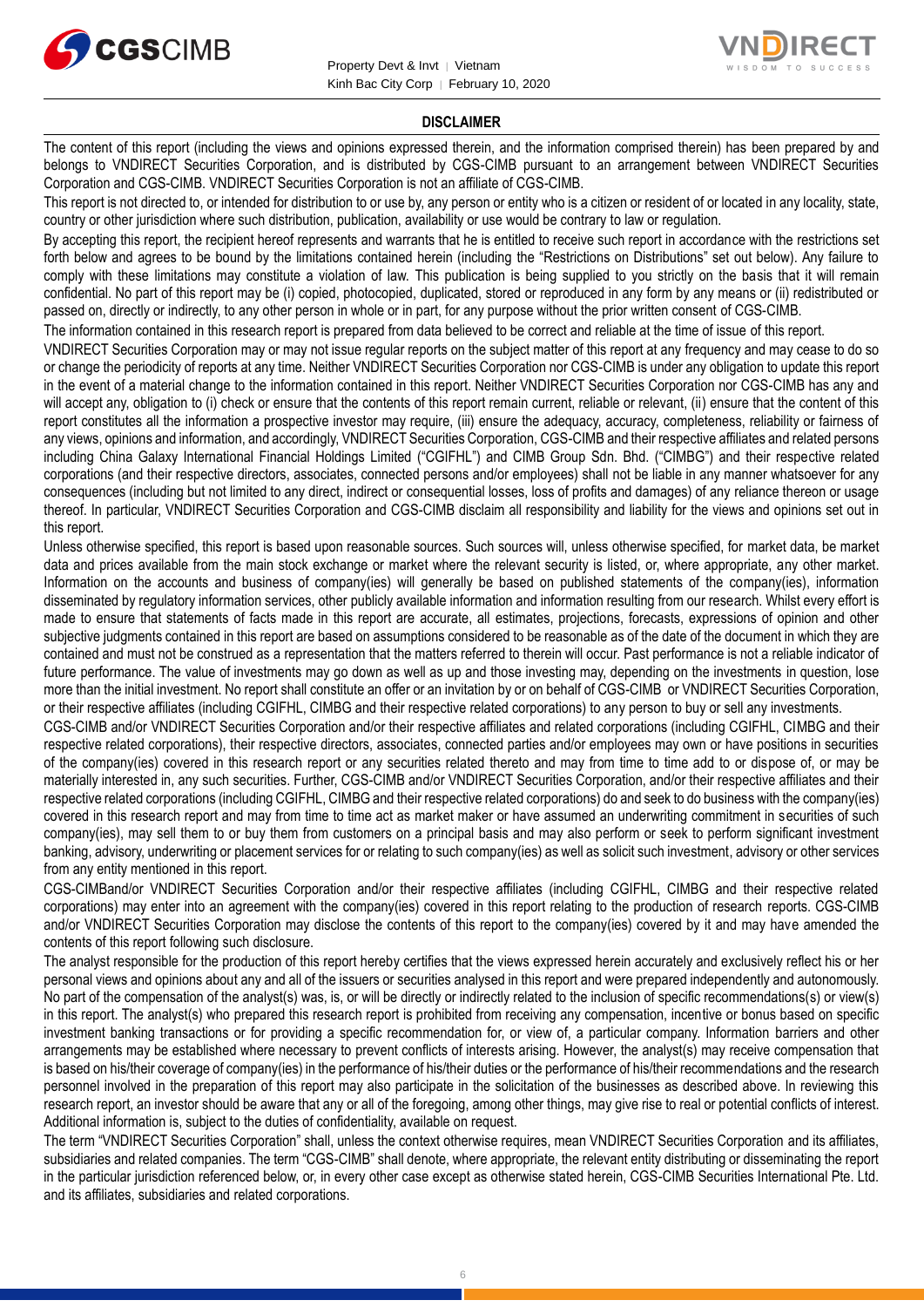## DISCLAIMER

The content of this report (including the views and opinions expressed therein, and the information comprised therein) has been prepared by and belongs to VNDIRECT Securities Corporation, and is distributed by CGS-CIMB pursuant to an arrangement between VNDIRECT Securities Corporation and CGS-CIMB. VNDIRECT Securities Corporation is not an affiliate of CGS-CIMB.

This report is not directed to, or intended for distribution to or use by, any person or entity who is a citizen or resident of or located in any locality, state, country or other jurisdiction where such distribution, publication, availability or use would be contrary to law or regulation.

By accepting this report, the recipient hereof represents and warrants that he is entitled to receive such report in accordance with the restrictions set forth below and agrees to be bound by the limitations contained herein (including the "Restrictions on Distributions" set out below). Any failure to comply with these limitations may constitute a violation of law. This publication is being supplied to you strictly on the basis that it will remain confidential. No part of this report may be (i) copied, photocopied, duplicated, stored or reproduced in any form by any means or (ii) redistributed or passed on, directly or indirectly, to any other person in whole or in part, for any purpose without the prior written consent of CGS-CIMB.

The information contained in this research report is prepared from data believed to be correct and reliable at the time of issue of this report.

VNDIRECT Securities Corporation may or may not issue regular reports on the subject matter of this report at any frequency and may cease to do so or change the periodicity of reports at any time. Neither VNDIRECT Securities Corporation nor CGS-CIMB is under any obligation to update this report in the event of a material change to the information contained in this report. Neither VNDIRECT Securities Corporation nor CGS-CIMB has any and will accept any, obligation to (i) check or ensure that the contents of this report remain current, reliable or relevant, (ii) ensure that the content of this report constitutes all the information a prospective investor may require, (iii) ensure the adequacy, accuracy, completeness, reliability or fairness of any views, opinions and information, and accordingly, VNDIRECT Securities Corporation, CGS-CIMB and their respective affiliates and related persons including China Galaxy International Financial Holdings Limited ("CGIFHL") and CIMB Group Sdn. Bhd. ("CIMBG") and their respective related corporations (and their respective directors, associates, connected persons and/or employees) shall not be liable in any manner whatsoever for any consequences (including but not limited to any direct, indirect or consequential losses, loss of profits and damages) of any reliance thereon or usage thereof. In particular, VNDIRECT Securities Corporation and CGS-CIMB disclaim all responsibility and liability for the views and opinions set out in this report.

Unless otherwise specified, this report is based upon reasonable sources. Such sources will, unless otherwise specified, for market data, be market data and prices available from the main stock exchange or market where the relevant security is listed, or, where appropriate, any other market. Information on the accounts and business of company(ies) will generally be based on published statements of the company(ies), information disseminated by regulatory information services, other publicly available information and information resulting from our research. Whilst every effort is made to ensure that statements of facts made in this report are accurate, all estimates, projections, forecasts, expressions of opinion and other subjective judgments contained in this report are based on assumptions considered to be reasonable as of the date of the document in which they are contained and must not be construed as a representation that the matters referred to therein will occur. Past performance is not a reliable indicator of future performance. The value of investments may go down as well as up and those investing may, depending on the investments in question, lose more than the initial investment. No report shall constitute an offer or an invitation by or on behalf of CGS-CIMB or VNDIRECT Securities Corporation, or their respective affiliates (including CGIFHL, CIMBG and their respective related corporations) to any person to buy or sell any investments.

CGS-CIMB and/or VNDIRECT Securities Corporation and/or their respective affiliates and related corporations (including CGIFHL, CIMBG and their respective related corporations), their respective directors, associates, connected parties and/or employees may own or have positions in securities of the company(ies) covered in this research report or any securities related thereto and may from time to time add to or dispose of, or may be materially interested in, any such securities. Further, CGS-CIMB and/or VNDIRECT Securities Corporation, and/or their respective affiliates and their respective related corporations (including CGIFHL, CIMBG and their respective related corporations) do and seek to do business with the company(ies) covered in this research report and may from time to time act as market maker or have assumed an underwriting commitment in securities of such company(ies), may sell them to or buy them from customers on a principal basis and may also perform or seek to perform significant investment banking, advisory, underwriting or placement services for or relating to such company(ies) as well as solicit such investment, advisory or other services from any entity mentioned in this report.

CGS-CIMBand/or VNDIRECT Securities Corporation and/or their respective affiliates (including CGIFHL, CIMBG and their respective related corporations) may enter into an agreement with the company(ies) covered in this report relating to the production of research reports. CGS-CIMB and/or VNDIRECT Securities Corporation may disclose the contents of this report to the company(ies) covered by it and may have amended the contents of this report following such disclosure.

The analyst responsible for the production of this report hereby certifies that the views expressed herein accurately and exclusively reflect his or her personal views and opinions about any and all of the issuers or securities analysed in this report and were prepared independently and autonomously. No part of the compensation of the analyst(s) was, is, or will be directly or indirectly related to the inclusion of specific recommendations(s) or view(s) in this report. The analyst(s) who prepared this research report is prohibited from receiving any compensation, incentive or bonus based on specific investment banking transactions or for providing a specific recommendation for, or view of, a particular company. Information barriers and other arrangements may be established where necessary to prevent conflicts of interests arising. However, the analyst(s) may receive compensation that is based on his/their coverage of company(ies) in the performance of his/their duties or the performance of his/their recommendations and the research personnel involved in the preparation of this report may also participate in the solicitation of the businesses as described above. In reviewing this research report, an investor should be aware that any or all of the foregoing, among other things, may give rise to real or potential conflicts of interest. Additional information is, subject to the duties of confidentiality, available on request.

The term "VNDIRECT Securities Corporation" shall, unless the context otherwise requires, mean VNDIRECT Securities Corporation and its affiliates, subsidiaries and related companies. The term "CGS-CIMB" shall denote, where appropriate, the relevant entity distributing or disseminating the report in the particular jurisdiction referenced below, or, in every other case except as otherwise stated herein, CGS-CIMB Securities International Pte. Ltd. and its affiliates, subsidiaries and related corporations.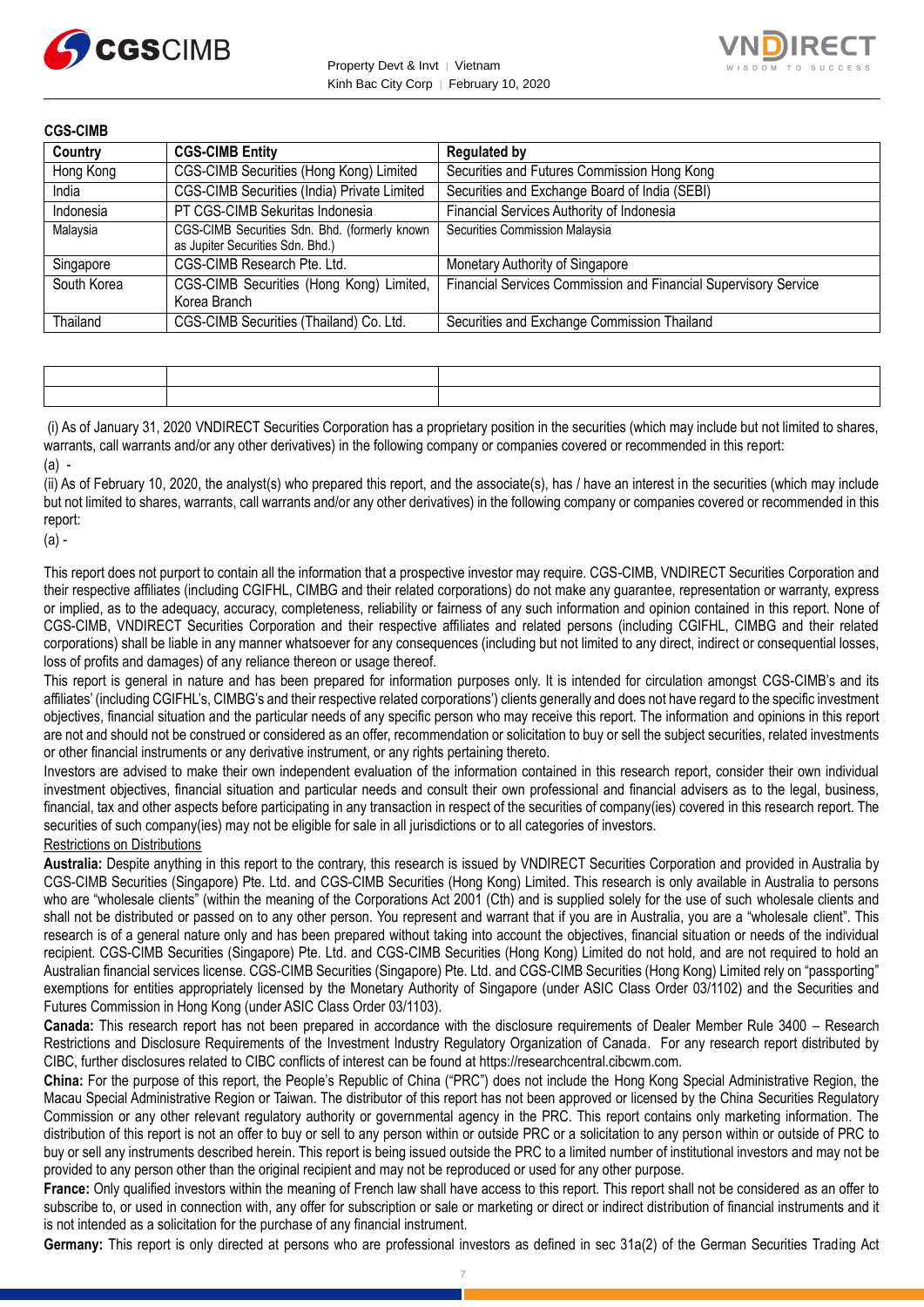**CGS-CIMB**

| Country | CGS-CIMB Entity | Regulated by |
|---|---|---|
| Hong Kong | CGS-CIMB Securities (Hong Kong) Limited | Securities and Futures Commission Hong Kong |
| India | CGS-CIMB Securities (India) Private Limited | Securities and Exchange Board of India (SEBI) |
| Indonesia | PT CGS-CIMB Sekuritas Indonesia | Financial Services Authority of Indonesia |
| Malaysia | CGS-CIMB Securities Sdn. Bhd. (formerly known as Jupiter Securities Sdn. Bhd.) | Securities Commission Malaysia |
| Singapore | CGS-CIMB Research Pte. Ltd. | Monetary Authority of Singapore |
| South Korea | CGS-CIMB Securities (Hong Kong) Limited, Korea Branch | Financial Services Commission and Financial Supervisory Service |
| Thailand | CGS-CIMB Securities (Thailand) Co. Ltd. | Securities and Exchange Commission Thailand |

| | | |
|---|---|---|
| | | |

(i) As of January 31, 2020 VNDIRECT Securities Corporation has a proprietary position in the securities (which may include but not limited to shares, warrants, call warrants and/or any other derivatives) in the following company or companies covered or recommended in this report:

(a) -

(ii) As of February 10, 2020, the analyst(s) who prepared this report, and the associate(s), has / have an interest in the securities (which may include but not limited to shares, warrants, call warrants and/or any other derivatives) in the following company or companies covered or recommended in this report:

(a) -

This report does not purport to contain all the information that a prospective investor may require. CGS-CIMB, VNDIRECT Securities Corporation and their respective affiliates (including CGIFHL, CIMBG and their related corporations) do not make any guarantee, representation or warranty, express or implied, as to the adequacy, accuracy, completeness, reliability or fairness of any such information and opinion contained in this report. None of CGS-CIMB, VNDIRECT Securities Corporation and their respective affiliates and related persons (including CGIFHL, CIMBG and their related corporations) shall be liable in any manner whatsoever for any consequences (including but not limited to any direct, indirect or consequential losses, loss of profits and damages) of any reliance thereon or usage thereof.

This report is general in nature and has been prepared for information purposes only. It is intended for circulation amongst CGS-CIMB's and its affiliates' (including CGIFHL's, CIMBG's and their respective related corporations') clients generally and does not have regard to the specific investment objectives, financial situation and the particular needs of any specific person who may receive this report. The information and opinions in this report are not and should not be construed or considered as an offer, recommendation or solicitation to buy or sell the subject securities, related investments or other financial instruments or any derivative instrument, or any rights pertaining thereto.

Investors are advised to make their own independent evaluation of the information contained in this research report, consider their own individual investment objectives, financial situation and particular needs and consult their own professional and financial advisers as to the legal, business, financial, tax and other aspects before participating in any transaction in respect of the securities of company(ies) covered in this research report. The securities of such company(ies) may not be eligible for sale in all jurisdictions or to all categories of investors.

Restrictions on Distributions

**Australia:** Despite anything in this report to the contrary, this research is issued by VNDIRECT Securities Corporation and provided in Australia by CGS-CIMB Securities (Singapore) Pte. Ltd. and CGS-CIMB Securities (Hong Kong) Limited. This research is only available in Australia to persons who are "wholesale clients" (within the meaning of the Corporations Act 2001 (Cth) and is supplied solely for the use of such wholesale clients and shall not be distributed or passed on to any other person. You represent and warrant that if you are in Australia, you are a "wholesale client". This research is of a general nature only and has been prepared without taking into account the objectives, financial situation or needs of the individual recipient. CGS-CIMB Securities (Singapore) Pte. Ltd. and CGS-CIMB Securities (Hong Kong) Limited do not hold, and are not required to hold an Australian financial services license. CGS-CIMB Securities (Singapore) Pte. Ltd. and CGS-CIMB Securities (Hong Kong) Limited rely on "passporting" exemptions for entities appropriately licensed by the Monetary Authority of Singapore (under ASIC Class Order 03/1102) and the Securities and Futures Commission in Hong Kong (under ASIC Class Order 03/1103).

**Canada:** This research report has not been prepared in accordance with the disclosure requirements of Dealer Member Rule 3400 – Research Restrictions and Disclosure Requirements of the Investment Industry Regulatory Organization of Canada. For any research report distributed by CIBC, further disclosures related to CIBC conflicts of interest can be found at https://researchcentral.cibcwm.com.

**China:** For the purpose of this report, the People's Republic of China ("PRC") does not include the Hong Kong Special Administrative Region, the Macau Special Administrative Region or Taiwan. The distributor of this report has not been approved or licensed by the China Securities Regulatory Commission or any other relevant regulatory authority or governmental agency in the PRC. This report contains only marketing information. The distribution of this report is not an offer to buy or sell to any person within or outside PRC or a solicitation to any person within or outside of PRC to buy or sell any instruments described herein. This report is being issued outside the PRC to a limited number of institutional investors and may not be provided to any person other than the original recipient and may not be reproduced or used for any other purpose.

**France:** Only qualified investors within the meaning of French law shall have access to this report. This report shall not be considered as an offer to subscribe to, or used in connection with, any offer for subscription or sale or marketing or direct or indirect distribution of financial instruments and it is not intended as a solicitation for the purchase of any financial instrument.

**Germany:** This report is only directed at persons who are professional investors as defined in sec 31a(2) of the German Securities Trading Act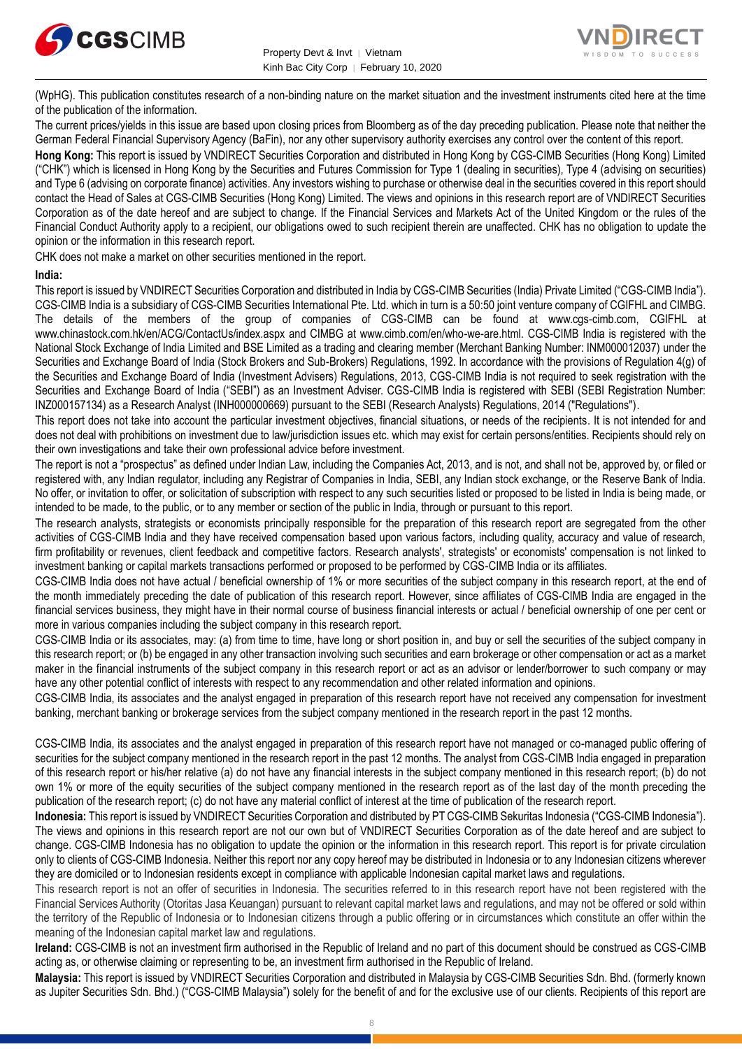(WpHG). This publication constitutes research of a non-binding nature on the market situation and the investment instruments cited here at the time of the publication of the information.

The current prices/yields in this issue are based upon closing prices from Bloomberg as of the day preceding publication. Please note that neither the German Federal Financial Supervisory Agency (BaFin), nor any other supervisory authority exercises any control over the content of this report.

**Hong Kong:** This report is issued by VNDIRECT Securities Corporation and distributed in Hong Kong by CGS-CIMB Securities (Hong Kong) Limited ("CHK") which is licensed in Hong Kong by the Securities and Futures Commission for Type 1 (dealing in securities), Type 4 (advising on securities) and Type 6 (advising on corporate finance) activities. Any investors wishing to purchase or otherwise deal in the securities covered in this report should contact the Head of Sales at CGS-CIMB Securities (Hong Kong) Limited. The views and opinions in this research report are of VNDIRECT Securities Corporation as of the date hereof and are subject to change. If the Financial Services and Markets Act of the United Kingdom or the rules of the Financial Conduct Authority apply to a recipient, our obligations owed to such recipient therein are unaffected. CHK has no obligation to update the opinion or the information in this research report.

CHK does not make a market on other securities mentioned in the report.

**India:**

This report is issued by VNDIRECT Securities Corporation and distributed in India by CGS-CIMB Securities (India) Private Limited ("CGS-CIMB India"). CGS-CIMB India is a subsidiary of CGS-CIMB Securities International Pte. Ltd. which in turn is a 50:50 joint venture company of CGIFHL and CIMBG. The details of the members of the group of companies of CGS-CIMB can be found at www.cgs-cimb.com, CGIFHL at www.chinastock.com.hk/en/ACG/ContactUs/index.aspx and CIMBG at www.cimb.com/en/who-we-are.html. CGS-CIMB India is registered with the National Stock Exchange of India Limited and BSE Limited as a trading and clearing member (Merchant Banking Number: INM000012037) under the Securities and Exchange Board of India (Stock Brokers and Sub-Brokers) Regulations, 1992. In accordance with the provisions of Regulation 4(g) of the Securities and Exchange Board of India (Investment Advisers) Regulations, 2013, CGS-CIMB India is not required to seek registration with the Securities and Exchange Board of India ("SEBI") as an Investment Adviser. CGS-CIMB India is registered with SEBI (SEBI Registration Number: INZ000157134) as a Research Analyst (INH000000669) pursuant to the SEBI (Research Analysts) Regulations, 2014 ("Regulations").

This report does not take into account the particular investment objectives, financial situations, or needs of the recipients. It is not intended for and does not deal with prohibitions on investment due to law/jurisdiction issues etc. which may exist for certain persons/entities. Recipients should rely on their own investigations and take their own professional advice before investment.

The report is not a "prospectus" as defined under Indian Law, including the Companies Act, 2013, and is not, and shall not be, approved by, or filed or registered with, any Indian regulator, including any Registrar of Companies in India, SEBI, any Indian stock exchange, or the Reserve Bank of India. No offer, or invitation to offer, or solicitation of subscription with respect to any such securities listed or proposed to be listed in India is being made, or intended to be made, to the public, or to any member or section of the public in India, through or pursuant to this report.

The research analysts, strategists or economists principally responsible for the preparation of this research report are segregated from the other activities of CGS-CIMB India and they have received compensation based upon various factors, including quality, accuracy and value of research, firm profitability or revenues, client feedback and competitive factors. Research analysts', strategists' or economists' compensation is not linked to investment banking or capital markets transactions performed or proposed to be performed by CGS-CIMB India or its affiliates.

CGS-CIMB India does not have actual / beneficial ownership of 1% or more securities of the subject company in this research report, at the end of the month immediately preceding the date of publication of this research report. However, since affiliates of CGS-CIMB India are engaged in the financial services business, they might have in their normal course of business financial interests or actual / beneficial ownership of one per cent or more in various companies including the subject company in this research report.

CGS-CIMB India or its associates, may: (a) from time to time, have long or short position in, and buy or sell the securities of the subject company in this research report; or (b) be engaged in any other transaction involving such securities and earn brokerage or other compensation or act as a market maker in the financial instruments of the subject company in this research report or act as an advisor or lender/borrower to such company or may have any other potential conflict of interests with respect to any recommendation and other related information and opinions.

CGS-CIMB India, its associates and the analyst engaged in preparation of this research report have not received any compensation for investment banking, merchant banking or brokerage services from the subject company mentioned in the research report in the past 12 months.

CGS-CIMB India, its associates and the analyst engaged in preparation of this research report have not managed or co-managed public offering of securities for the subject company mentioned in the research report in the past 12 months. The analyst from CGS-CIMB India engaged in preparation of this research report or his/her relative (a) do not have any financial interests in the subject company mentioned in this research report; (b) do not own 1% or more of the equity securities of the subject company mentioned in the research report as of the last day of the month preceding the publication of the research report; (c) do not have any material conflict of interest at the time of publication of the research report.

**Indonesia:** This report is issued by VNDIRECT Securities Corporation and distributed by PT CGS-CIMB Sekuritas Indonesia ("CGS-CIMB Indonesia"). The views and opinions in this research report are not our own but of VNDIRECT Securities Corporation as of the date hereof and are subject to change. CGS-CIMB Indonesia has no obligation to update the opinion or the information in this research report. This report is for private circulation only to clients of CGS-CIMB Indonesia. Neither this report nor any copy hereof may be distributed in Indonesia or to any Indonesian citizens wherever they are domiciled or to Indonesian residents except in compliance with applicable Indonesian capital market laws and regulations.

This research report is not an offer of securities in Indonesia. The securities referred to in this research report have not been registered with the Financial Services Authority (Otoritas Jasa Keuangan) pursuant to relevant capital market laws and regulations, and may not be offered or sold within the territory of the Republic of Indonesia or to Indonesian citizens through a public offering or in circumstances which constitute an offer within the meaning of the Indonesian capital market law and regulations.

**Ireland:** CGS-CIMB is not an investment firm authorised in the Republic of Ireland and no part of this document should be construed as CGS-CIMB acting as, or otherwise claiming or representing to be, an investment firm authorised in the Republic of Ireland.

**Malaysia:** This report is issued by VNDIRECT Securities Corporation and distributed in Malaysia by CGS-CIMB Securities Sdn. Bhd. (formerly known as Jupiter Securities Sdn. Bhd.) ("CGS-CIMB Malaysia") solely for the benefit of and for the exclusive use of our clients. Recipients of this report are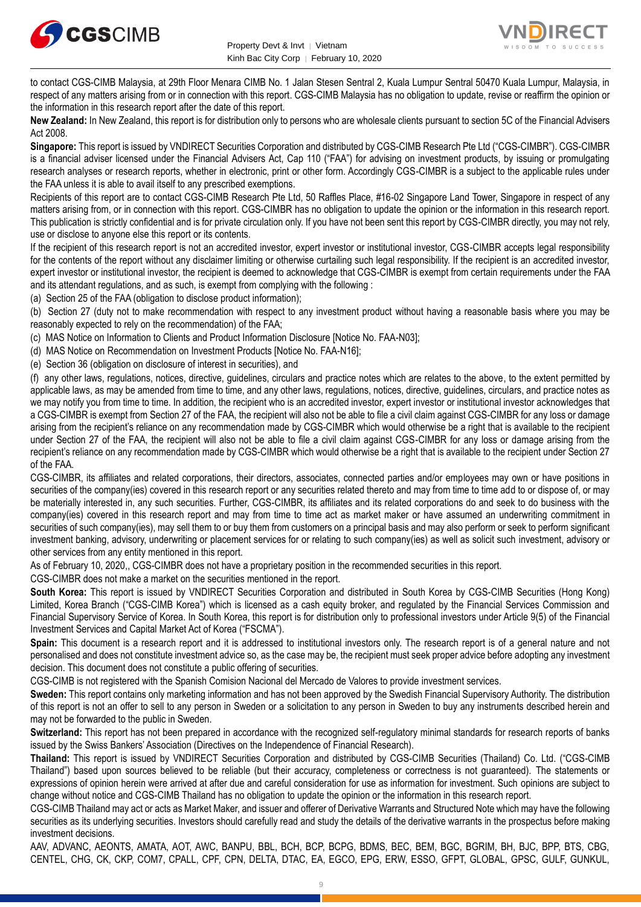to contact CGS-CIMB Malaysia, at 29th Floor Menara CIMB No. 1 Jalan Stesen Sentral 2, Kuala Lumpur Sentral 50470 Kuala Lumpur, Malaysia, in respect of any matters arising from or in connection with this report. CGS-CIMB Malaysia has no obligation to update, revise or reaffirm the opinion or the information in this research report after the date of this report.

**New Zealand:** In New Zealand, this report is for distribution only to persons who are wholesale clients pursuant to section 5C of the Financial Advisers Act 2008.

**Singapore:** This report is issued by VNDIRECT Securities Corporation and distributed by CGS-CIMB Research Pte Ltd ("CGS-CIMBR"). CGS-CIMBR is a financial adviser licensed under the Financial Advisers Act, Cap 110 ("FAA") for advising on investment products, by issuing or promulgating research analyses or research reports, whether in electronic, print or other form. Accordingly CGS-CIMBR is a subject to the applicable rules under the FAA unless it is able to avail itself to any prescribed exemptions.

Recipients of this report are to contact CGS-CIMB Research Pte Ltd, 50 Raffles Place, #16-02 Singapore Land Tower, Singapore in respect of any matters arising from, or in connection with this report. CGS-CIMBR has no obligation to update the opinion or the information in this research report. This publication is strictly confidential and is for private circulation only. If you have not been sent this report by CGS-CIMBR directly, you may not rely, use or disclose to anyone else this report or its contents.

If the recipient of this research report is not an accredited investor, expert investor or institutional investor, CGS-CIMBR accepts legal responsibility for the contents of the report without any disclaimer limiting or otherwise curtailing such legal responsibility. If the recipient is an accredited investor, expert investor or institutional investor, the recipient is deemed to acknowledge that CGS-CIMBR is exempt from certain requirements under the FAA and its attendant regulations, and as such, is exempt from complying with the following :

(a) Section 25 of the FAA (obligation to disclose product information);

(b) Section 27 (duty not to make recommendation with respect to any investment product without having a reasonable basis where you may be reasonably expected to rely on the recommendation) of the FAA;

(c) MAS Notice on Information to Clients and Product Information Disclosure [Notice No. FAA-N03];

(d) MAS Notice on Recommendation on Investment Products [Notice No. FAA-N16];

(e) Section 36 (obligation on disclosure of interest in securities), and

(f) any other laws, regulations, notices, directive, guidelines, circulars and practice notes which are relates to the above, to the extent permitted by applicable laws, as may be amended from time to time, and any other laws, regulations, notices, directive, guidelines, circulars, and practice notes as we may notify you from time to time. In addition, the recipient who is an accredited investor, expert investor or institutional investor acknowledges that a CGS-CIMBR is exempt from Section 27 of the FAA, the recipient will also not be able to file a civil claim against CGS-CIMBR for any loss or damage arising from the recipient's reliance on any recommendation made by CGS-CIMBR which would otherwise be a right that is available to the recipient under Section 27 of the FAA, the recipient will also not be able to file a civil claim against CGS-CIMBR for any loss or damage arising from the recipient's reliance on any recommendation made by CGS-CIMBR which would otherwise be a right that is available to the recipient under Section 27 of the FAA.

CGS-CIMBR, its affiliates and related corporations, their directors, associates, connected parties and/or employees may own or have positions in securities of the company(ies) covered in this research report or any securities related thereto and may from time to time add to or dispose of, or may be materially interested in, any such securities. Further, CGS-CIMBR, its affiliates and its related corporations do and seek to do business with the company(ies) covered in this research report and may from time to time act as market maker or have assumed an underwriting commitment in securities of such company(ies), may sell them to or buy them from customers on a principal basis and may also perform or seek to perform significant investment banking, advisory, underwriting or placement services for or relating to such company(ies) as well as solicit such investment, advisory or other services from any entity mentioned in this report.

As of February 10, 2020,, CGS-CIMBR does not have a proprietary position in the recommended securities in this report.

CGS-CIMBR does not make a market on the securities mentioned in the report.

**South Korea:** This report is issued by VNDIRECT Securities Corporation and distributed in South Korea by CGS-CIMB Securities (Hong Kong) Limited, Korea Branch ("CGS-CIMB Korea") which is licensed as a cash equity broker, and regulated by the Financial Services Commission and Financial Supervisory Service of Korea. In South Korea, this report is for distribution only to professional investors under Article 9(5) of the Financial Investment Services and Capital Market Act of Korea ("FSCMA").

**Spain:** This document is a research report and it is addressed to institutional investors only. The research report is of a general nature and not personalised and does not constitute investment advice so, as the case may be, the recipient must seek proper advice before adopting any investment decision. This document does not constitute a public offering of securities.

CGS-CIMB is not registered with the Spanish Comision Nacional del Mercado de Valores to provide investment services.

**Sweden:** This report contains only marketing information and has not been approved by the Swedish Financial Supervisory Authority. The distribution of this report is not an offer to sell to any person in Sweden or a solicitation to any person in Sweden to buy any instruments described herein and may not be forwarded to the public in Sweden.

**Switzerland:** This report has not been prepared in accordance with the recognized self-regulatory minimal standards for research reports of banks issued by the Swiss Bankers' Association (Directives on the Independence of Financial Research).

**Thailand:** This report is issued by VNDIRECT Securities Corporation and distributed by CGS-CIMB Securities (Thailand) Co. Ltd. ("CGS-CIMB Thailand") based upon sources believed to be reliable (but their accuracy, completeness or correctness is not guaranteed). The statements or expressions of opinion herein were arrived at after due and careful consideration for use as information for investment. Such opinions are subject to change without notice and CGS-CIMB Thailand has no obligation to update the opinion or the information in this research report.

CGS-CIMB Thailand may act or acts as Market Maker, and issuer and offerer of Derivative Warrants and Structured Note which may have the following securities as its underlying securities. Investors should carefully read and study the details of the derivative warrants in the prospectus before making investment decisions.

AAV, ADVANC, AEONTS, AMATA, AOT, AWC, BANPU, BBL, BCH, BCP, BCPG, BDMS, BEC, BEM, BGC, BGRIM, BH, BJC, BPP, BTS, CBG, CENTEL, CHG, CK, CKP, COM7, CPALL, CPF, CPN, DELTA, DTAC, EA, EGCO, EPG, ERW, ESSO, GFPT, GLOBAL, GPSC, GULF, GUNKUL,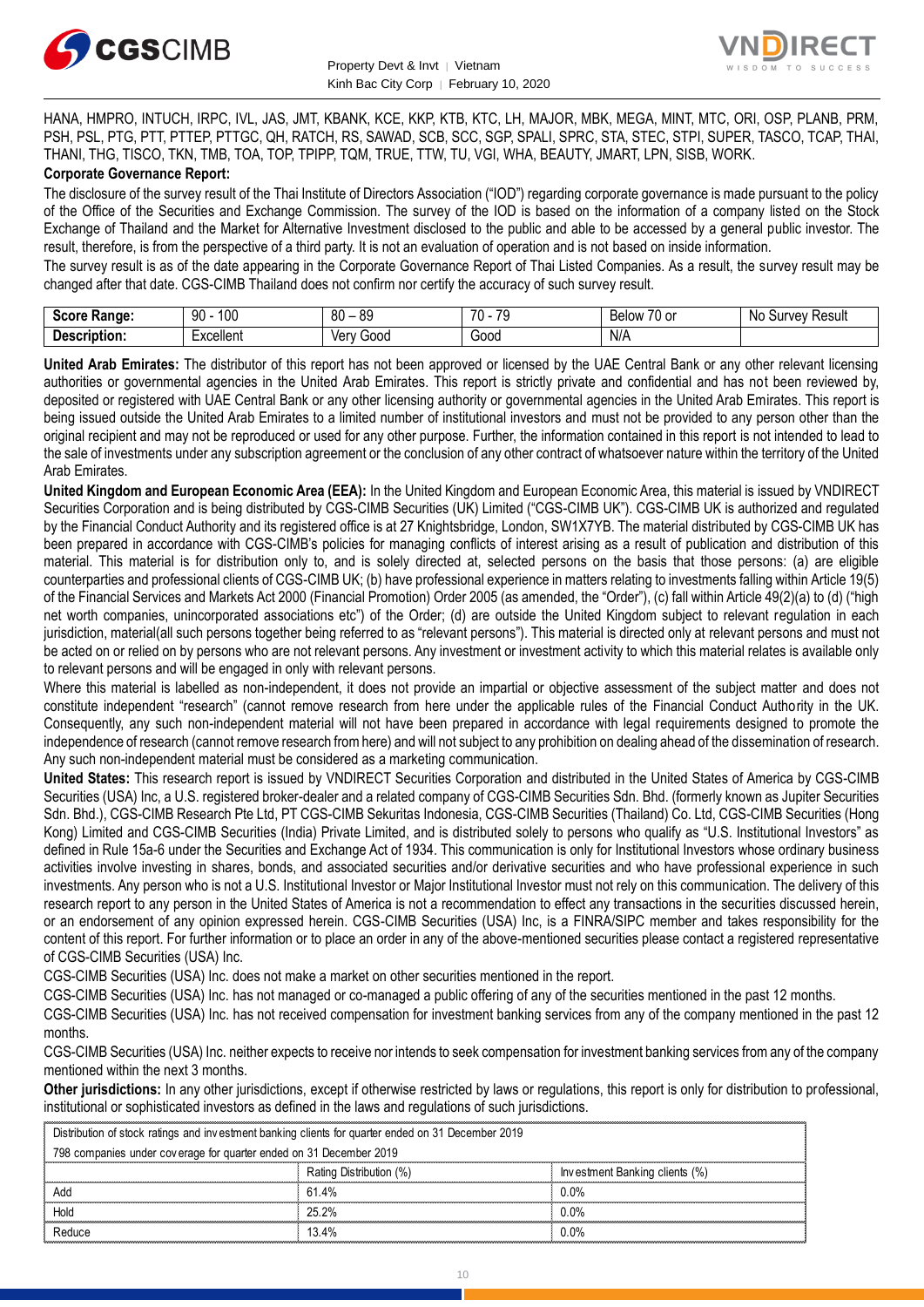HANA, HMPRO, INTUCH, IRPC, IVL, JAS, JMT, KBANK, KCE, KKP, KTB, KTC, LH, MAJOR, MBK, MEGA, MINT, MTC, ORI, OSP, PLANB, PRM, PSH, PSL, PTG, PTT, PTTEP, PTTGC, QH, RATCH, RS, SAWAD, SCB, SCC, SGP, SPALI, SPRC, STA, STEC, STPI, SUPER, TASCO, TCAP, THAI, THANI, THG, TISCO, TKN, TMB, TOA, TOP, TPIPP, TQM, TRUE, TTW, TU, VGI, WHA, BEAUTY, JMART, LPN, SISB, WORK.

**Corporate Governance Report:**

The disclosure of the survey result of the Thai Institute of Directors Association ("IOD") regarding corporate governance is made pursuant to the policy of the Office of the Securities and Exchange Commission. The survey of the IOD is based on the information of a company listed on the Stock Exchange of Thailand and the Market for Alternative Investment disclosed to the public and able to be accessed by a general public investor. The result, therefore, is from the perspective of a third party. It is not an evaluation of operation and is not based on inside information.

The survey result is as of the date appearing in the Corporate Governance Report of Thai Listed Companies. As a result, the survey result may be changed after that date. CGS-CIMB Thailand does not confirm nor certify the accuracy of such survey result.

| **Score Range:** | 90 - 100 | 80 – 89 | 70 - 79 | Below 70 or | No Survey Result |
|---|---|---|---|---|---|
| **Description:** | Excellent | Very Good | Good | N/A | |

**United Arab Emirates:** The distributor of this report has not been approved or licensed by the UAE Central Bank or any other relevant licensing authorities or governmental agencies in the United Arab Emirates. This report is strictly private and confidential and has not been reviewed by, deposited or registered with UAE Central Bank or any other licensing authority or governmental agencies in the United Arab Emirates. This report is being issued outside the United Arab Emirates to a limited number of institutional investors and must not be provided to any person other than the original recipient and may not be reproduced or used for any other purpose. Further, the information contained in this report is not intended to lead to the sale of investments under any subscription agreement or the conclusion of any other contract of whatsoever nature within the territory of the United Arab Emirates.

**United Kingdom and European Economic Area (EEA):** In the United Kingdom and European Economic Area, this material is issued by VNDIRECT Securities Corporation and is being distributed by CGS-CIMB Securities (UK) Limited ("CGS-CIMB UK"). CGS-CIMB UK is authorized and regulated by the Financial Conduct Authority and its registered office is at 27 Knightsbridge, London, SW1X7YB. The material distributed by CGS-CIMB UK has been prepared in accordance with CGS-CIMB's policies for managing conflicts of interest arising as a result of publication and distribution of this material. This material is for distribution only to, and is solely directed at, selected persons on the basis that those persons: (a) are eligible counterparties and professional clients of CGS-CIMB UK; (b) have professional experience in matters relating to investments falling within Article 19(5) of the Financial Services and Markets Act 2000 (Financial Promotion) Order 2005 (as amended, the "Order"), (c) fall within Article 49(2)(a) to (d) ("high net worth companies, unincorporated associations etc") of the Order; (d) are outside the United Kingdom subject to relevant regulation in each jurisdiction, material(all such persons together being referred to as "relevant persons"). This material is directed only at relevant persons and must not be acted on or relied on by persons who are not relevant persons. Any investment or investment activity to which this material relates is available only to relevant persons and will be engaged in only with relevant persons.

Where this material is labelled as non-independent, it does not provide an impartial or objective assessment of the subject matter and does not constitute independent "research" (cannot remove research from here under the applicable rules of the Financial Conduct Authority in the UK. Consequently, any such non-independent material will not have been prepared in accordance with legal requirements designed to promote the independence of research (cannot remove research from here) and will not subject to any prohibition on dealing ahead of the dissemination of research. Any such non-independent material must be considered as a marketing communication.

**United States:** This research report is issued by VNDIRECT Securities Corporation and distributed in the United States of America by CGS-CIMB Securities (USA) Inc, a U.S. registered broker-dealer and a related company of CGS-CIMB Securities Sdn. Bhd. (formerly known as Jupiter Securities Sdn. Bhd.), CGS-CIMB Research Pte Ltd, PT CGS-CIMB Sekuritas Indonesia, CGS-CIMB Securities (Thailand) Co. Ltd, CGS-CIMB Securities (Hong Kong) Limited and CGS-CIMB Securities (India) Private Limited, and is distributed solely to persons who qualify as "U.S. Institutional Investors" as defined in Rule 15a-6 under the Securities and Exchange Act of 1934. This communication is only for Institutional Investors whose ordinary business activities involve investing in shares, bonds, and associated securities and/or derivative securities and who have professional experience in such investments. Any person who is not a U.S. Institutional Investor or Major Institutional Investor must not rely on this communication. The delivery of this research report to any person in the United States of America is not a recommendation to effect any transactions in the securities discussed herein, or an endorsement of any opinion expressed herein. CGS-CIMB Securities (USA) Inc, is a FINRA/SIPC member and takes responsibility for the content of this report. For further information or to place an order in any of the above-mentioned securities please contact a registered representative of CGS-CIMB Securities (USA) Inc.

CGS-CIMB Securities (USA) Inc. does not make a market on other securities mentioned in the report.

CGS-CIMB Securities (USA) Inc. has not managed or co-managed a public offering of any of the securities mentioned in the past 12 months.

CGS-CIMB Securities (USA) Inc. has not received compensation for investment banking services from any of the company mentioned in the past 12 months.

CGS-CIMB Securities (USA) Inc. neither expects to receive nor intends to seek compensation for investment banking services from any of the company mentioned within the next 3 months.

**Other jurisdictions:** In any other jurisdictions, except if otherwise restricted by laws or regulations, this report is only for distribution to professional, institutional or sophisticated investors as defined in the laws and regulations of such jurisdictions.

| Distribution of stock ratings and investment banking clients for quarter ended on 31 December 2019 | | |
|---|---|---|
| 798 companies under coverage for quarter ended on 31 December 2019 | | |
| | Rating Distribution (%) | Investment Banking clients (%) |
| Add | 61.4% | 0.0% |
| Hold | 25.2% | 0.0% |
| Reduce | 13.4% | 0.0% |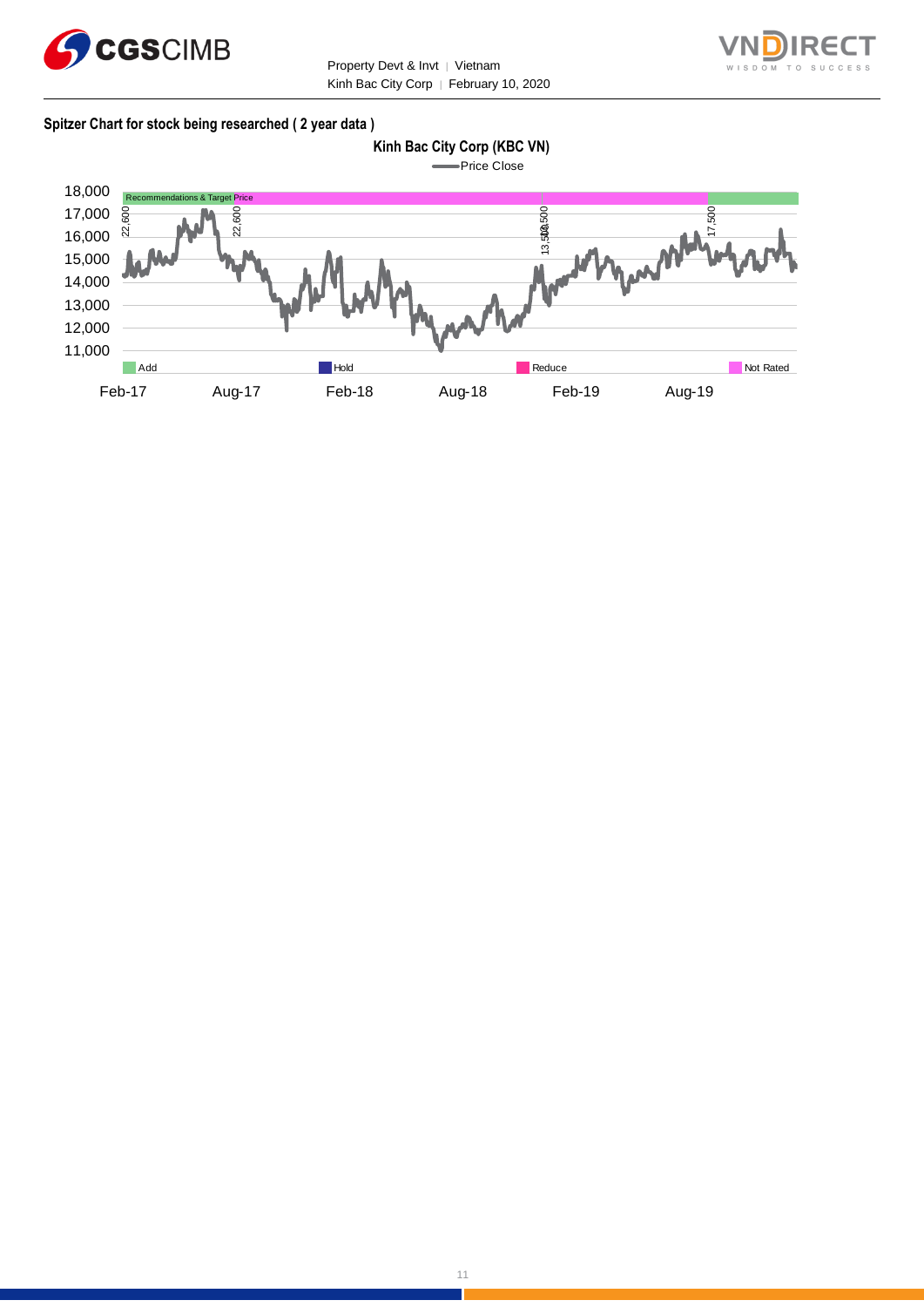**Spitzer Chart for stock being researched ( 2 year data )**

Kinh Bac City Corp (KBC VN)

Price Close

18,000
17,000
16,000
15,000
14,000
13,000
12,000
11,000

Recommendations & Target Price

22,600 | 22,600 | 13,500 | 14,500 | 17,500

Add | Hold | Reduce | Not Rated

Feb-17 | Aug-17 | Feb-18 | Aug-18 | Feb-19 | Aug-19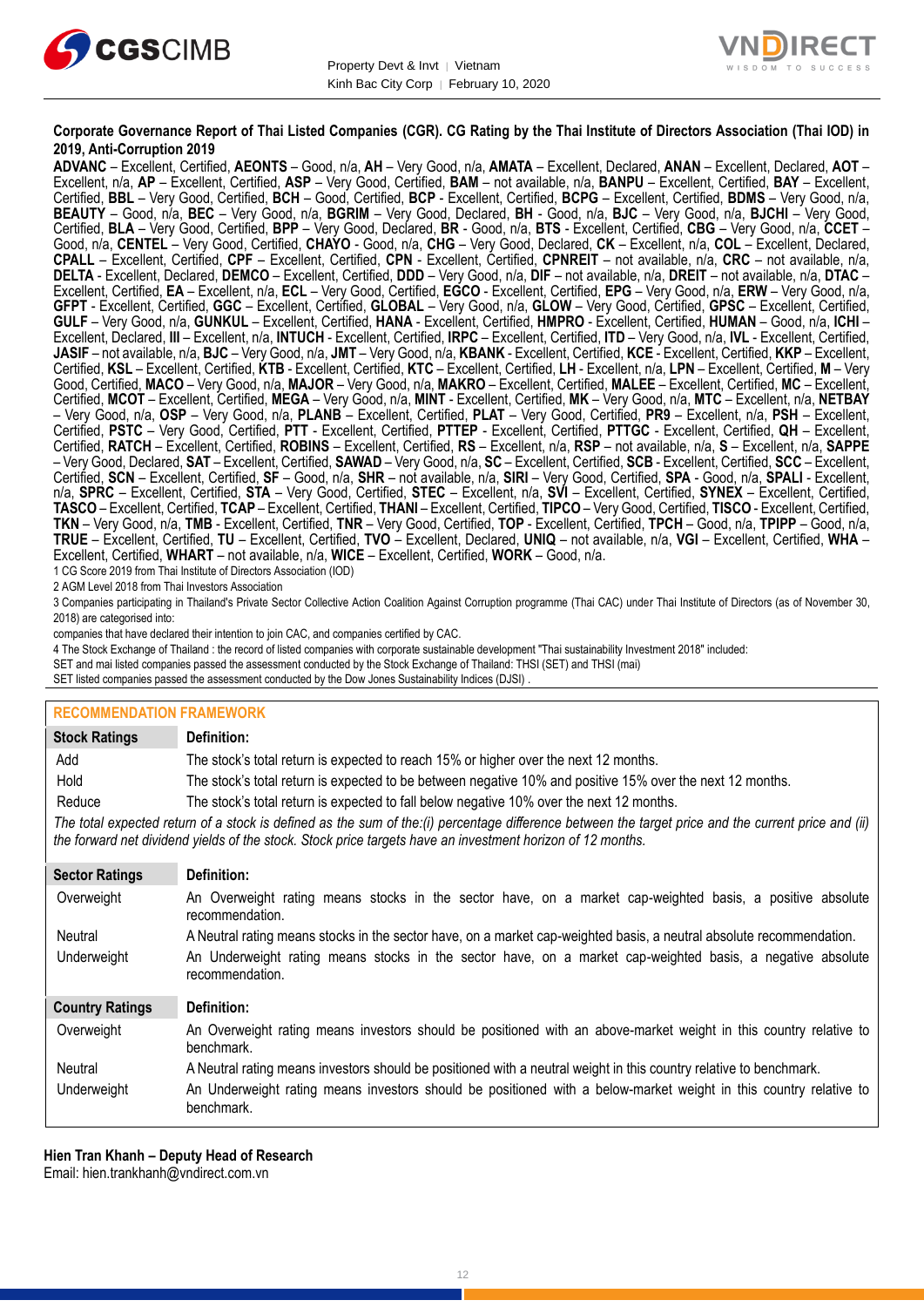**Corporate Governance Report of Thai Listed Companies (CGR). CG Rating by the Thai Institute of Directors Association (Thai IOD) in 2019, Anti-Corruption 2019**

**ADVANC** – Excellent, Certified, **AEONTS** – Good, n/a, **AH** – Very Good, n/a, **AMATA** – Excellent, Declared, **ANAN** – Excellent, Declared, **AOT** – Excellent, n/a, **AP** – Excellent, Certified, **ASP** – Very Good, Certified, **BAM** – not available, n/a, **BANPU** – Excellent, Certified, **BAY** – Excellent, Certified, **BBL** – Very Good, Certified, **BCH** – Good, Certified, **BCP** - Excellent, Certified, **BCPG** – Excellent, Certified, **BDMS** – Very Good, n/a, **BEAUTY** – Good, n/a, **BEC** – Very Good, n/a, **BGRIM** – Very Good, Declared, **BH** - Good, n/a, **BJC** – Very Good, n/a, **BJCHI** – Very Good, Certified, **BLA** – Very Good, Certified, **BPP** – Very Good, Declared, **BR** - Good, n/a, **BTS** - Excellent, Certified, **CBG** – Very Good, n/a, **CCET** – Good, n/a, **CENTEL** – Very Good, Certified, **CHAYO** - Good, n/a, **CHG** – Very Good, Declared, **CK** – Excellent, n/a, **COL** – Excellent, Declared, **CPALL** – Excellent, Certified, **CPF** – Excellent, Certified, **CPN** - Excellent, Certified, **CPNREIT** – not available, n/a, **CRC** – not available, n/a, **DELTA** - Excellent, Declared, **DEMCO** – Excellent, Certified, **DDD** – Very Good, n/a, **DIF** – not available, n/a, **DREIT** – not available, n/a, **DTAC** – Excellent, Certified, **EA** – Excellent, n/a, **ECL** – Very Good, Certified, **EGCO** - Excellent, Certified, **EPG** – Very Good, n/a, **ERW** – Very Good, n/a, **GFPT** - Excellent, Certified, **GGC** – Excellent, Certified, **GLOBAL** – Very Good, n/a, **GLOW** – Very Good, Certified, **GPSC** – Excellent, Certified, **GULF** – Very Good, n/a, **GUNKUL** – Excellent, Certified, **HANA** - Excellent, Certified, **HMPRO** - Excellent, Certified, **HUMAN** – Good, n/a, **ICHI** – Excellent, Declared, **III** – Excellent, n/a, **INTUCH** - Excellent, Certified, **IRPC** – Excellent, Certified, **ITD** – Very Good, n/a, **IVL** - Excellent, Certified, **JASIF** – not available, n/a, **BJC** – Very Good, n/a, **JMT** – Very Good, n/a, **KBANK** - Excellent, Certified, **KCE** - Excellent, Certified, **KKP** – Excellent, Certified, **KSL** – Excellent, Certified, **KTB** - Excellent, Certified, **KTC** – Excellent, Certified, **LH** - Excellent, n/a, **LPN** – Excellent, Certified, **M** – Very Good, Certified, **MACO** – Very Good, n/a, **MAJOR** – Very Good, n/a, **MAKRO** – Excellent, Certified, **MALEE** – Excellent, Certified, **MC** – Excellent, Certified, **MCOT** – Excellent, Certified, **MEGA** – Very Good, n/a, **MINT** - Excellent, Certified, **MK** – Very Good, n/a, **MTC** – Excellent, n/a, **NETBAY** – Very Good, n/a, **OSP** – Very Good, n/a, **PLANB** – Excellent, Certified, **PLAT** – Very Good, Certified, **PR9** – Excellent, n/a, **PSH** – Excellent, Certified, **PSTC** – Very Good, Certified, **PTT** - Excellent, Certified, **PTTEP** - Excellent, Certified, **PTTGC** - Excellent, Certified, **QH** – Excellent, Certified, **RATCH** – Excellent, Certified, **ROBINS** – Excellent, Certified, **RS** – Excellent, n/a, **RSP** – not available, n/a, **S** – Excellent, n/a, **SAPPE** – Very Good, Declared, **SAT** – Excellent, Certified, **SAWAD** – Very Good, n/a, **SC** – Excellent, Certified, **SCB** - Excellent, Certified, **SCC** – Excellent, Certified, **SCN** – Excellent, Certified, **SF** – Good, n/a, **SHR** – not available, n/a, **SIRI** – Very Good, Certified, **SPA** - Good, n/a, **SPALI** - Excellent, n/a, **SPRC** – Excellent, Certified, **STA** – Very Good, Certified, **STEC** – Excellent, n/a, **SVI** – Excellent, Certified, **SYNEX** – Excellent, Certified, **TASCO** – Excellent, Certified, **TCAP** – Excellent, Certified, **THANI** – Excellent, Certified, **TIPCO** – Very Good, Certified, **TISCO** - Excellent, Certified, **TKN** – Very Good, n/a, **TMB** - Excellent, Certified, **TNR** – Very Good, Certified, **TOP** - Excellent, Certified, **TPCH** – Good, n/a, **TPIPP** – Good, n/a, **TRUE** – Excellent, Certified, **TU** – Excellent, Certified, **TVO** – Excellent, Declared, **UNIQ** – not available, n/a, **VGI** – Excellent, Certified, **WHA** – Excellent, Certified, **WHART** – not available, n/a, **WICE** – Excellent, Certified, **WORK** – Good, n/a.

1 CG Score 2019 from Thai Institute of Directors Association (IOD)

2 AGM Level 2018 from Thai Investors Association

3 Companies participating in Thailand's Private Sector Collective Action Coalition Against Corruption programme (Thai CAC) under Thai Institute of Directors (as of November 30, 2018) are categorised into:

companies that have declared their intention to join CAC, and companies certified by CAC.

4 The Stock Exchange of Thailand : the record of listed companies with corporate sustainable development "Thai sustainability Investment 2018" included:

SET and mai listed companies passed the assessment conducted by the Stock Exchange of Thailand: THSI (SET) and THSI (mai)

SET listed companies passed the assessment conducted by the Dow Jones Sustainability Indices (DJSI) .

## RECOMMENDATION FRAMEWORK

| Stock Ratings | Definition: |
|---|---|
| Add | The stock's total return is expected to reach 15% or higher over the next 12 months. |
| Hold | The stock's total return is expected to be between negative 10% and positive 15% over the next 12 months. |
| Reduce | The stock's total return is expected to fall below negative 10% over the next 12 months. |

*The total expected return of a stock is defined as the sum of the:(i) percentage difference between the target price and the current price and (ii) the forward net dividend yields of the stock. Stock price targets have an investment horizon of 12 months.*

| Sector Ratings | Definition: |
|---|---|
| Overweight | An Overweight rating means stocks in the sector have, on a market cap-weighted basis, a positive absolute recommendation. |
| Neutral | A Neutral rating means stocks in the sector have, on a market cap-weighted basis, a neutral absolute recommendation. |
| Underweight | An Underweight rating means stocks in the sector have, on a market cap-weighted basis, a negative absolute recommendation. |

| Country Ratings | Definition: |
|---|---|
| Overweight | An Overweight rating means investors should be positioned with an above-market weight in this country relative to benchmark. |
| Neutral | A Neutral rating means investors should be positioned with a neutral weight in this country relative to benchmark. |
| Underweight | An Underweight rating means investors should be positioned with a below-market weight in this country relative to benchmark. |

**Hien Tran Khanh – Deputy Head of Research**

Email: hien.trankhanh@vndirect.com.vn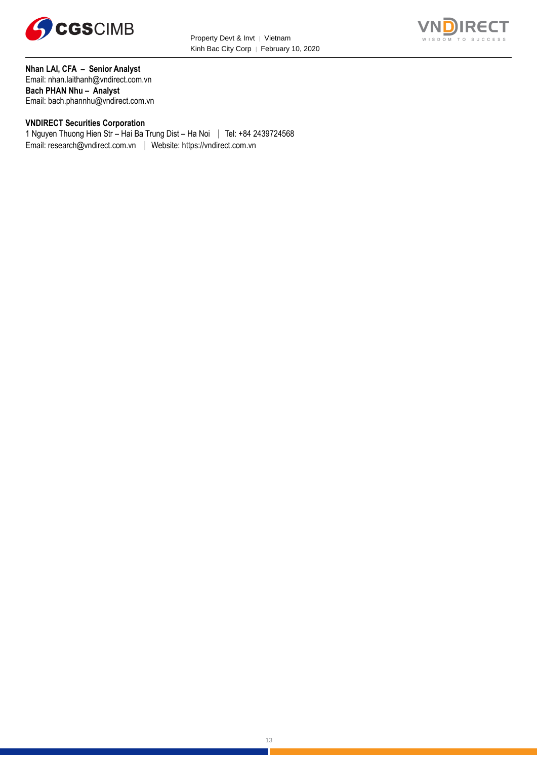**Nhan LAI, CFA – Senior Analyst**
Email: nhan.laithanh@vndirect.com.vn
**Bach PHAN Nhu – Analyst**
Email: bach.phannhu@vndirect.com.vn

**VNDIRECT Securities Corporation**
1 Nguyen Thuong Hien Str – Hai Ba Trung Dist – Ha Noi | Tel: +84 2439724568
Email: research@vndirect.com.vn | Website: https://vndirect.com.vn